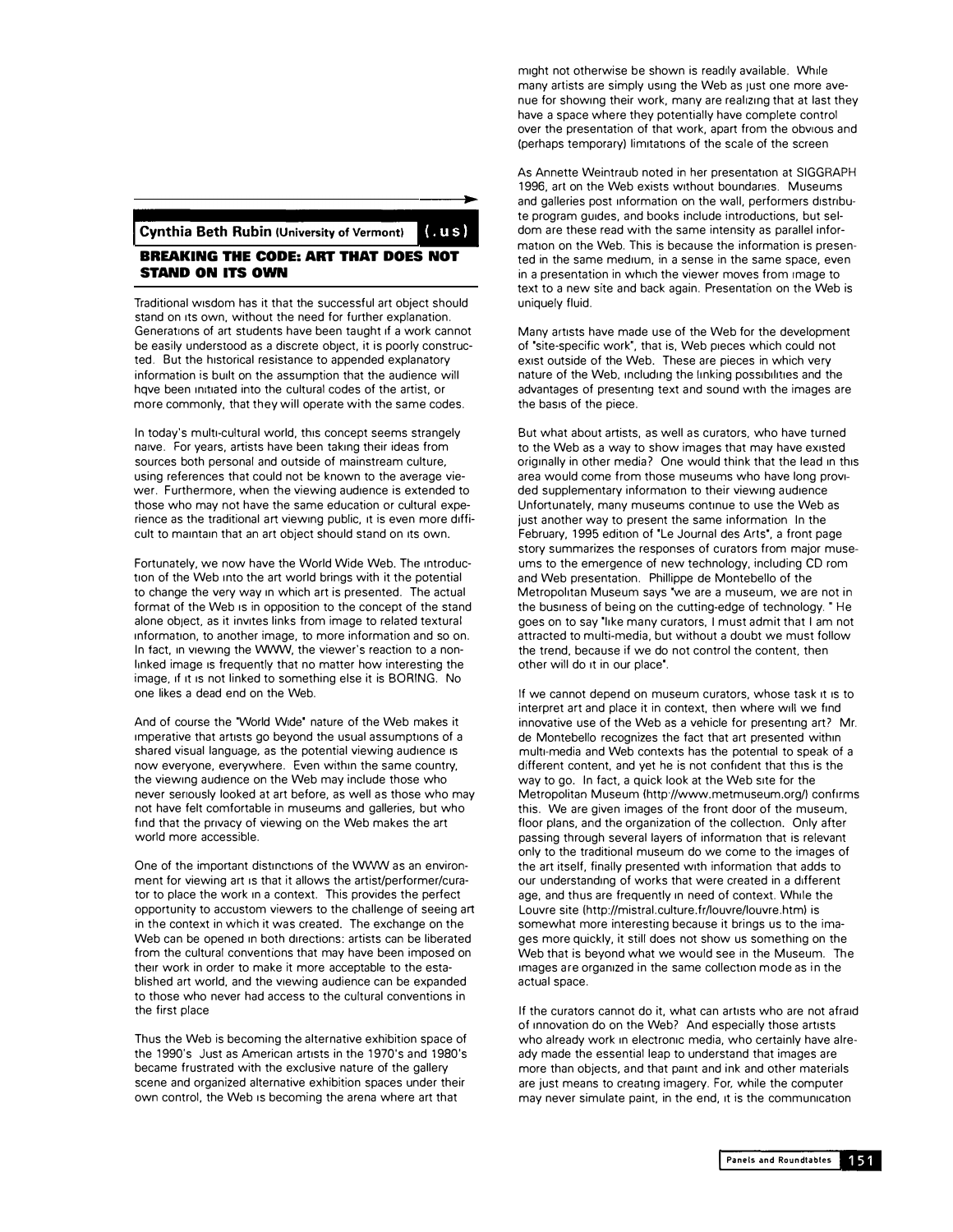**Cynthia Beth Rubin (University of Vermont)** (.us)

## BREAKING THE CODE: ART THAT DOES NOT STAND ON ITS OWN

Traditional wisdom has it that the successful art object should stand on its own, without the need for further explanation. Generations of art students have been taught if a work cannot be easily understood as a discrete object, it is poorly constructed. But the historical resistance to appended explanatory information is built on the assumption that the audience will hqve been initiated into the cultural codes of the artist, or more commonly, that they will operate with the same codes.

In today's multi-cultural world, this concept seems strangely naive. For years, artists have been taking their ideas from sources both personal and outside of mainstream culture, using references that could not be known to the average viewer. Furthermore, when the viewing audience is extended to those who may not have the same education or cultural experience as the traditional art viewing public, it is even more difficult to maintain that an art object should stand on its own.

Fortunately, we now have the World Wide Web. The introduction of the Web into the art world brings with it the potential to change the very way in which art is presented. The actual format of the Web is in opposition to the concept of the stand alone object, as it invites links from image to related textural information, to another image, to more information and so on. In fact, in viewing the WWW, the viewer's reaction to a non-linked image is frequently that no matter how interesting the image, if it is not linked to something else it is BORING. No one likes a dead end on the Web.

And of course the "World Wide" nature of the Web makes it imperative that artists go beyond the usual assumptions of a shared visual language, as the potential viewing audience is now everyone, everywhere. Even within the same country, the viewing audience on the Web may include those who never seriously looked at art before, as well as those who may not have felt comfortable in museums and galleries, but who find that the privacy of viewing on the Web makes the art world more accessible.

One of the important distinctions of the WWW as an environment for viewing art is that it allows the artist/performer/curator to place the work in a context. This provides the perfect opportunity to accustom viewers to the challenge of seeing art in the context in which it was created. The exchange on the Web can be opened in both directions: artists can be liberated from the cultural conventions that may have been imposed on their work in order to make it more acceptable to the established art world, and the viewing audience can be expanded to those who never had access to the cultural conventions in the first place

Thus the Web is becoming the alternative exhibition space of the 1990's Just as American artists in the 1970's and 1980's became frustrated with the exclusive nature of the gallery scene and organized alternative exhibition spaces under their own control, the Web is becoming the arena where art that might not otherwise be shown is readily available. While many artists are simply using the Web as just one more avenue for showing their work, many are realizing that at last they have a space where they potentially have complete control over the presentation of that work, apart from the obvious and (perhaps temporary) limitations of the scale of the screen

As Annette Weintraub noted in her presentation at SIGGRAPH 1996, art on the Web exists without boundaries. Museums and galleries post information on the wall, performers distribute program guides, and books include introductions, but seldom are these read with the same intensity as parallel information on the Web. This is because the information is presented in the same medium, in a sense in the same space, even in a presentation in which the viewer moves from image to text to a new site and back again. Presentation on the Web is uniquely fluid.

Many artists have made use of the Web for the development of "site-specific work", that is, Web pieces which could not exist outside of the Web. These are pieces in which very nature of the Web, including the linking possibilities and the advantages of presenting text and sound with the images are the basis of the piece.

But what about artists, as well as curators, who have turned to the Web as a way to show images that may have existed originally in other media? One would think that the lead in this area would come from those museums who have long provided supplementary information to their viewing audience Unfortunately, many museums continue to use the Web as just another way to present the same information In the February, 1995 edition of "Le Journal des Arts", a front page story summarizes the responses of curators from major museums to the emergence of new technology, including CD rom and Web presentation. Phillippe de Montebello of the Metropolitan Museum says "we are a museum, we are not in the business of being on the cutting-edge of technology. " He goes on to say "like many curators, I must admit that I am not attracted to multi-media, but without a doubt we must follow the trend, because if we do not control the content, then other will do it in our place".

If we cannot depend on museum curators, whose task it is to interpret art and place it in context, then where will we find innovative use of the Web as a vehicle for presenting art? Mr. de Montebello recognizes the fact that art presented within multi-media and Web contexts has the potential to speak of a different content, and yet he is not confident that this is the way to go. In fact, a quick look at the Web site for the Metropolitan Museum (http://www.metmuseum.org/) confirms this. We are given images of the front door of the museum, floor plans, and the organization of the collection. Only after passing through several layers of information that is relevant only to the traditional museum do we come to the images of the art itself, finally presented with information that adds to our understanding of works that were created in a different age, and thus are frequently in need of context. While the Louvre site (http://mistral.culture.fr/louvre/louvre.htm) is somewhat more interesting because it brings us to the images more quickly, it still does not show us something on the Web that is beyond what we would see in the Museum. The images are organized in the same collection mode as in the actual space.

If the curators cannot do it, what can artists who are not afraid of innovation do on the Web? And especially those artists who already work in electronic media, who certainly have already made the essential leap to understand that images are more than objects, and that paint and ink and other materials are just means to creating imagery. For, while the computer may never simulate paint, in the end, it is the communication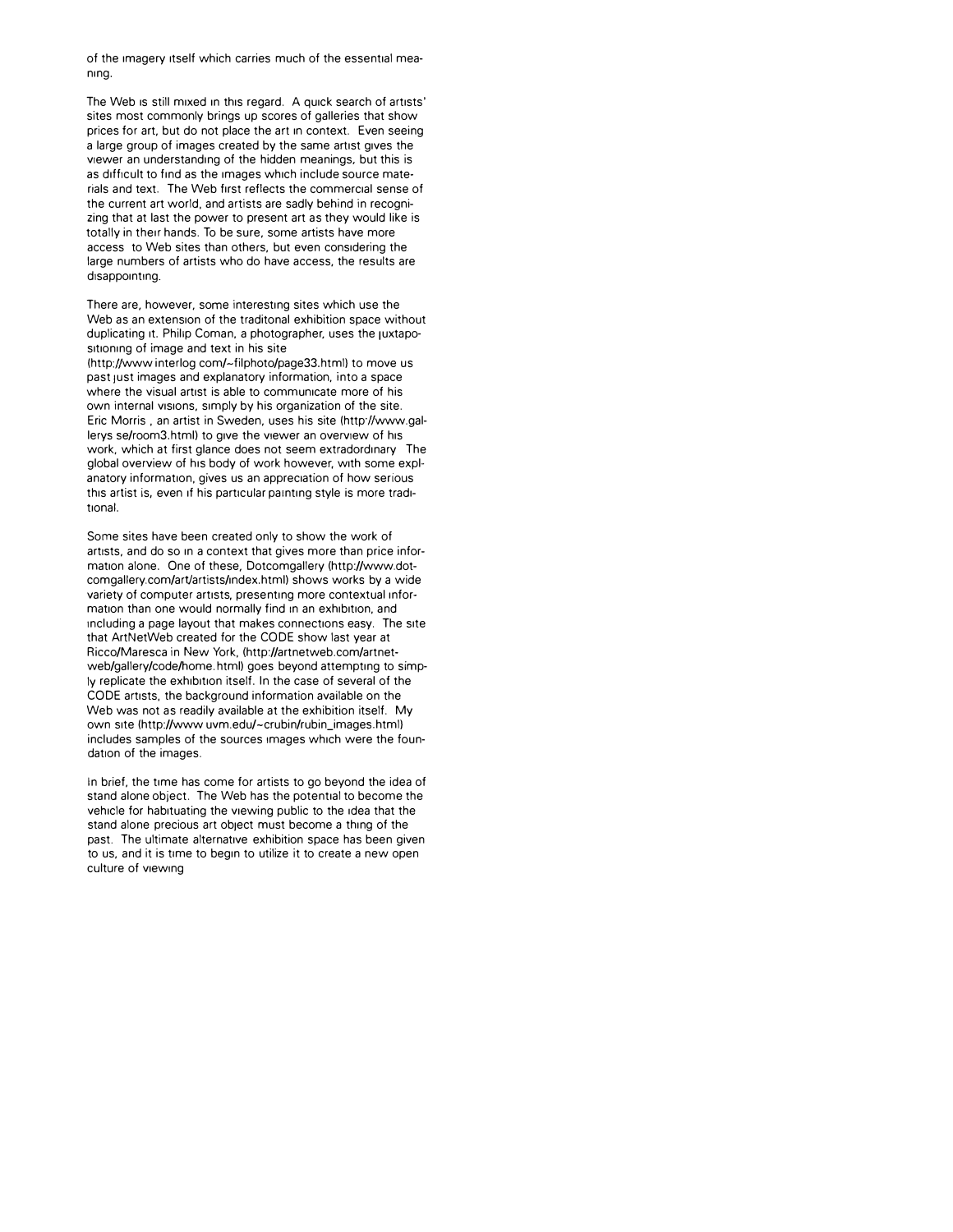of the imagery itself which carries much of the essential meaning.

The Web is still mixed in this regard. A quick search of artists' sites most commonly brings up scores of galleries that show prices for art, but do not place the art in context. Even seeing a large group of images created by the same artist gives the viewer an understanding of the hidden meanings, but this is as difficult to find as the images which include source materials and text. The Web first reflects the commercial sense of the current art world, and artists are sadly behind in recognizing that at last the power to present art as they would like is totally in their hands. To be sure, some artists have more access to Web sites than others, but even considering the large numbers of artists who do have access, the results are disappointing.

There are, however, some interesting sites which use the Web as an extension of the traditonal exhibition space without duplicating it. Philip Coman, a photographer, uses the juxtapositioning of image and text in his site (http://www.interlog.com/~filphoto/page33.html) to move us past just images and explanatory information, into a space where the visual artist is able to communicate more of his own internal visions, simply by his organization of the site. Eric Morris , an artist in Sweden, uses his site (http://www.gallerys.se/room3.html) to give the viewer an overview of his work, which at first glance does not seem extradordinary. The global overview of his body of work however, with some explanatory information, gives us an appreciation of how serious this artist is, even if his particular painting style is more traditional.

Some sites have been created only to show the work of artists, and do so in a context that gives more than price information alone. One of these, Dotcomgallery (http://www.dotcomgallery.com/art/artists/index.html) shows works by a wide variety of computer artists, presenting more contextual information than one would normally find in an exhibition, and including a page layout that makes connections easy. The site that ArtNetWeb created for the CODE show last year at Ricco/Maresca in New York, (http://artnetweb.com/artnetweb/gallery/code/home.html) goes beyond attempting to simply replicate the exhibition itself. In the case of several of the CODE artists, the background information available on the Web was not as readily available at the exhibition itself. My own site (http://www.uvm.edu/~crubin/rubin_images.html) includes samples of the sources images which were the foundation of the images.

In brief, the time has come for artists to go beyond the idea of stand alone object. The Web has the potential to become the vehicle for habituating the viewing public to the idea that the stand alone precious art object must become a thing of the past. The ultimate alternative exhibition space has been given to us, and it is time to begin to utilize it to create a new open culture of viewing